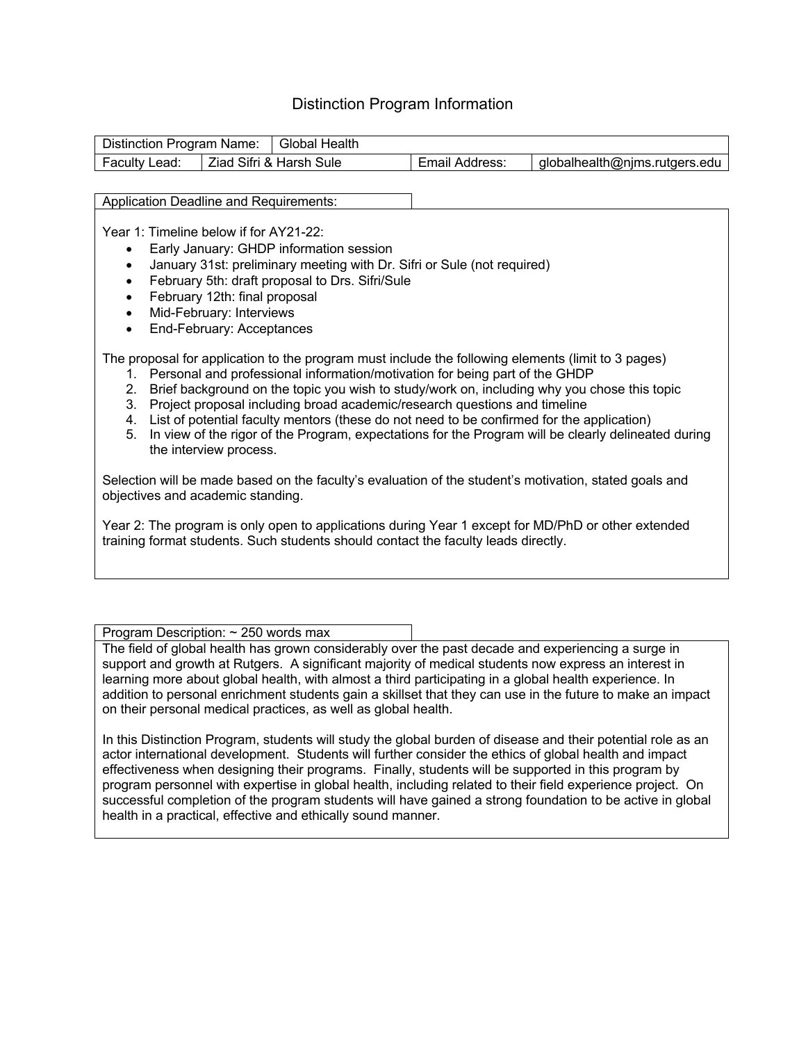# Distinction Program Information

| Distinction Program Name: | Global Health | | |
|---|---|---|---|
| Faculty Lead: | Ziad Sifri & Harsh Sule | Email Address: | globalhealth@njms.rutgers.edu |

**Application Deadline and Requirements:**

Year 1: Timeline below if for AY21-22:

- Early January: GHDP information session
- January 31st: preliminary meeting with Dr. Sifri or Sule (not required)
- February 5th: draft proposal to Drs. Sifri/Sule
- February 12th: final proposal
- Mid-February: Interviews
- End-February: Acceptances

The proposal for application to the program must include the following elements (limit to 3 pages)

1. Personal and professional information/motivation for being part of the GHDP
2. Brief background on the topic you wish to study/work on, including why you chose this topic
3. Project proposal including broad academic/research questions and timeline
4. List of potential faculty mentors (these do not need to be confirmed for the application)
5. In view of the rigor of the Program, expectations for the Program will be clearly delineated during the interview process.

Selection will be made based on the faculty's evaluation of the student's motivation, stated goals and objectives and academic standing.

Year 2: The program is only open to applications during Year 1 except for MD/PhD or other extended training format students. Such students should contact the faculty leads directly.

**Program Description: ~ 250 words max**

The field of global health has grown considerably over the past decade and experiencing a surge in support and growth at Rutgers. A significant majority of medical students now express an interest in learning more about global health, with almost a third participating in a global health experience. In addition to personal enrichment students gain a skillset that they can use in the future to make an impact on their personal medical practices, as well as global health.

In this Distinction Program, students will study the global burden of disease and their potential role as an actor international development. Students will further consider the ethics of global health and impact effectiveness when designing their programs. Finally, students will be supported in this program by program personnel with expertise in global health, including related to their field experience project. On successful completion of the program students will have gained a strong foundation to be active in global health in a practical, effective and ethically sound manner.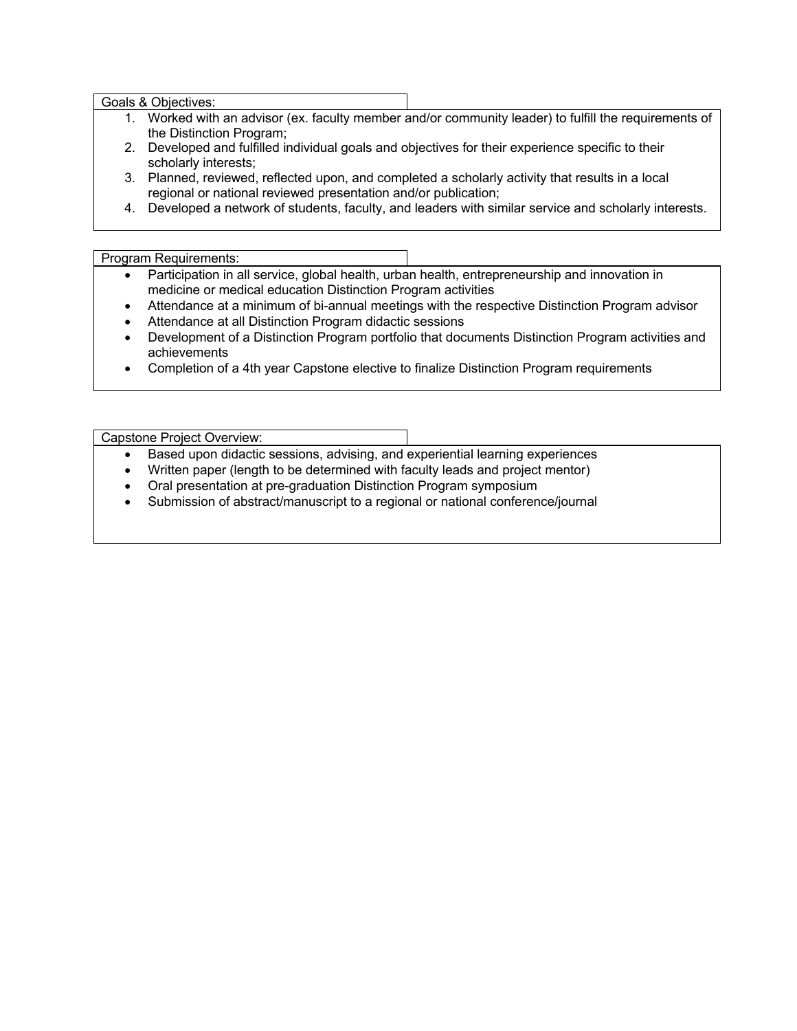Goals & Objectives:

1. Worked with an advisor (ex. faculty member and/or community leader) to fulfill the requirements of the Distinction Program;
2. Developed and fulfilled individual goals and objectives for their experience specific to their scholarly interests;
3. Planned, reviewed, reflected upon, and completed a scholarly activity that results in a local regional or national reviewed presentation and/or publication;
4. Developed a network of students, faculty, and leaders with similar service and scholarly interests.

Program Requirements:

- Participation in all service, global health, urban health, entrepreneurship and innovation in medicine or medical education Distinction Program activities
- Attendance at a minimum of bi-annual meetings with the respective Distinction Program advisor
- Attendance at all Distinction Program didactic sessions
- Development of a Distinction Program portfolio that documents Distinction Program activities and achievements
- Completion of a 4th year Capstone elective to finalize Distinction Program requirements

Capstone Project Overview:

- Based upon didactic sessions, advising, and experiential learning experiences
- Written paper (length to be determined with faculty leads and project mentor)
- Oral presentation at pre-graduation Distinction Program symposium
- Submission of abstract/manuscript to a regional or national conference/journal